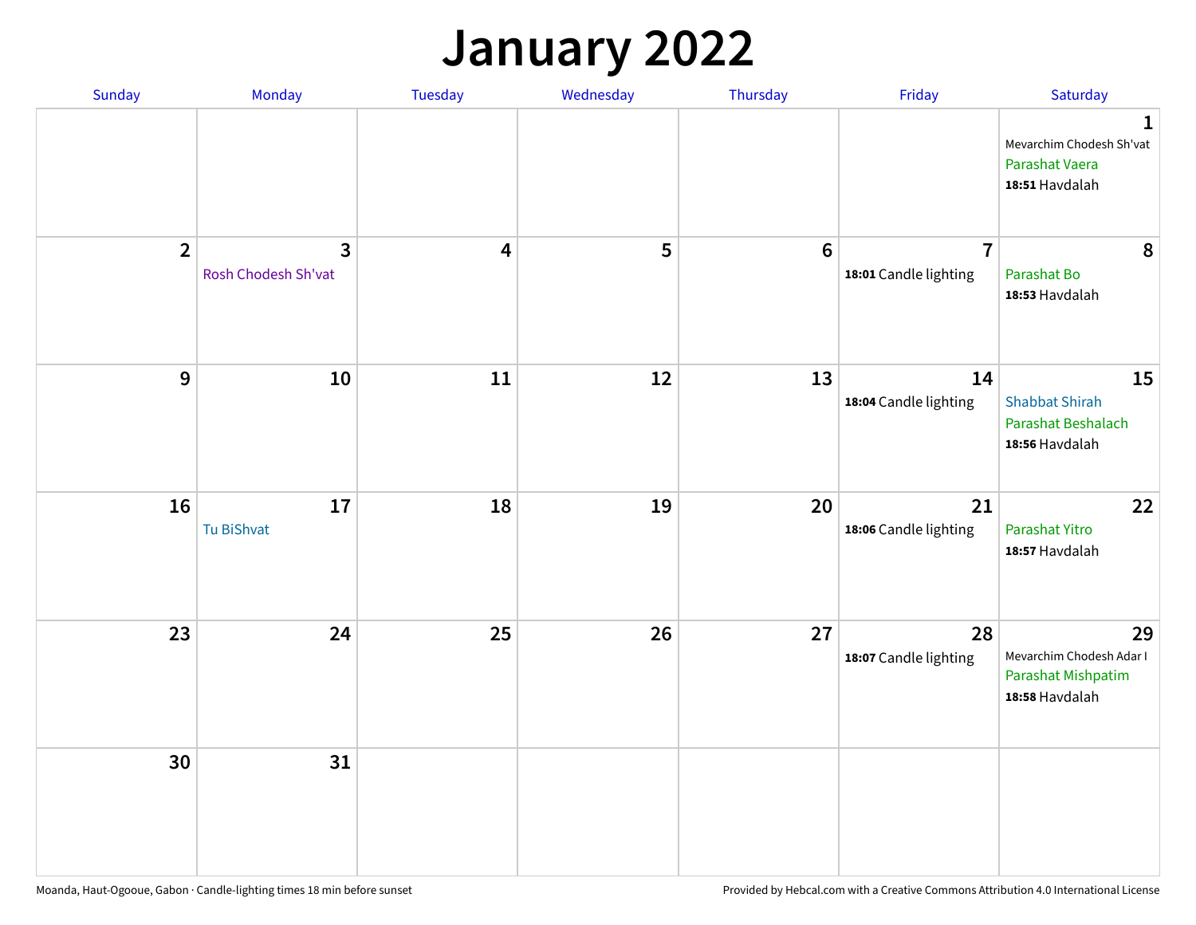# January 2022

| Sunday | Monday | Tuesday | Wednesday | Thursday | Friday | Saturday |
|---|---|---|---|---|---|---|
| | | | | | | **1** Mevarchim Chodesh Sh'vat Parashat Vaera **18:51** Havdalah |
| **2** | **3** Rosh Chodesh Sh'vat | **4** | **5** | **6** | **7** **18:01** Candle lighting | **8** Parashat Bo **18:53** Havdalah |
| **9** | **10** | **11** | **12** | **13** | **14** **18:04** Candle lighting | **15** Shabbat Shirah Parashat Beshalach **18:56** Havdalah |
| **16** | **17** Tu BiShvat | **18** | **19** | **20** | **21** **18:06** Candle lighting | **22** Parashat Yitro **18:57** Havdalah |
| **23** | **24** | **25** | **26** | **27** | **28** **18:07** Candle lighting | **29** Mevarchim Chodesh Adar I Parashat Mishpatim **18:58** Havdalah |
| **30** | **31** | | | | | |

Moanda, Haut-Ogooue, Gabon · Candle-lighting times 18 min before sunset

Provided by Hebcal.com with a Creative Commons Attribution 4.0 International License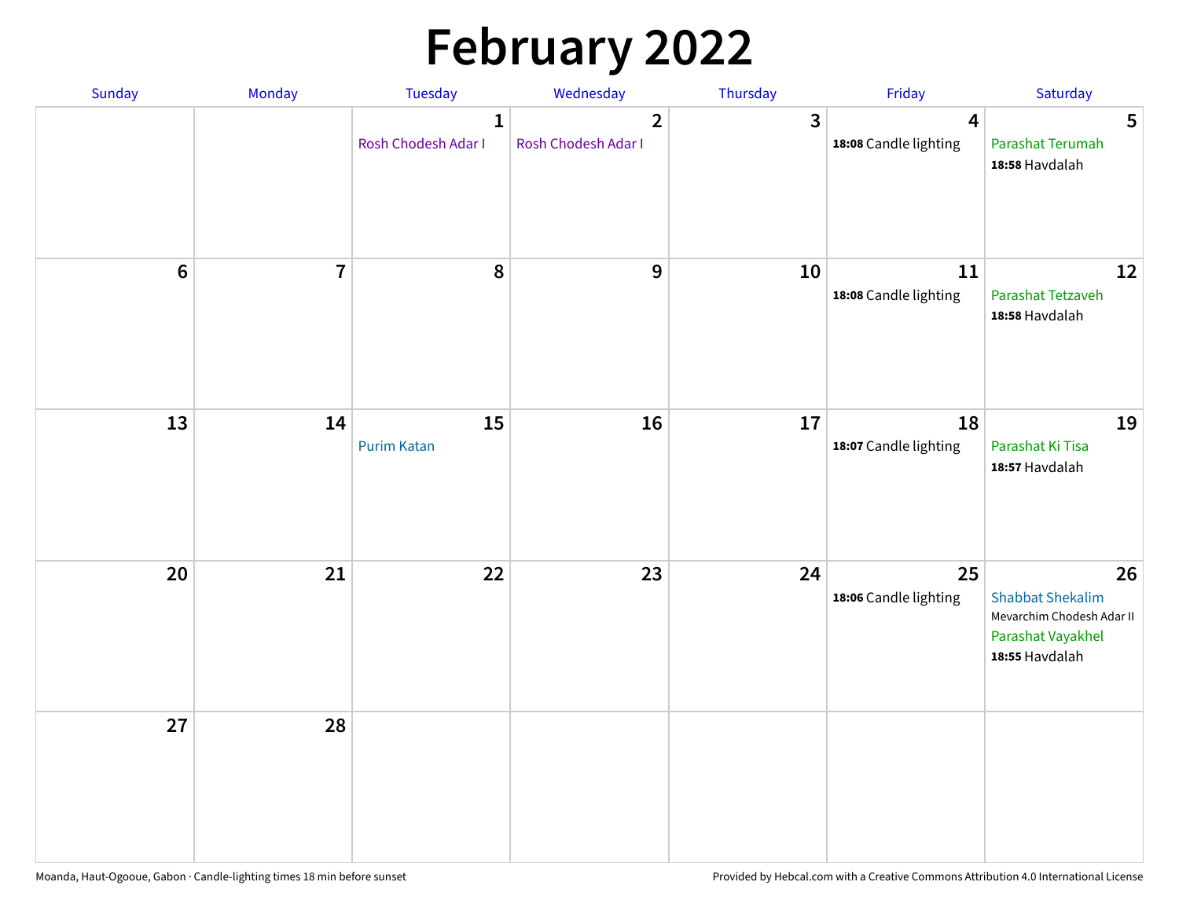# February 2022

| Sunday | Monday | Tuesday | Wednesday | Thursday | Friday | Saturday |
| --- | --- | --- | --- | --- | --- | --- |
| | | 1 Rosh Chodesh Adar I | 2 Rosh Chodesh Adar I | 3 | 4 **18:08** Candle lighting | 5 Parashat Terumah **18:58** Havdalah |
| 6 | 7 | 8 | 9 | 10 | 11 **18:08** Candle lighting | 12 Parashat Tetzaveh **18:58** Havdalah |
| 13 | 14 | 15 Purim Katan | 16 | 17 | 18 **18:07** Candle lighting | 19 Parashat Ki Tisa **18:57** Havdalah |
| 20 | 21 | 22 | 23 | 24 | 25 **18:06** Candle lighting | 26 Shabbat Shekalim Mevarchim Chodesh Adar II Parashat Vayakhel **18:55** Havdalah |
| 27 | 28 | | | | | |

Moanda, Haut-Ogooue, Gabon · Candle-lighting times 18 min before sunset

Provided by Hebcal.com with a Creative Commons Attribution 4.0 International License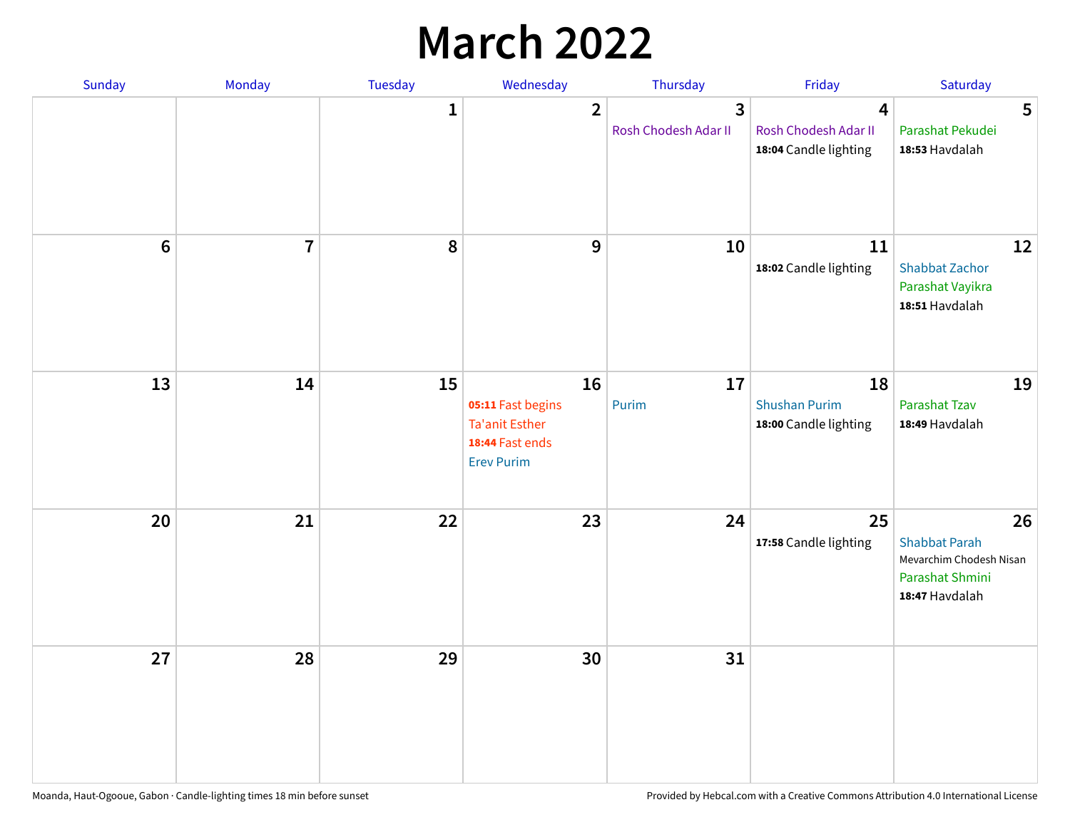# March 2022

| Sunday | Monday | Tuesday | Wednesday | Thursday | Friday | Saturday |
|---|---|---|---|---|---|---|
| | | 1 | 2 | 3<br>Rosh Chodesh Adar II | 4<br>Rosh Chodesh Adar II<br>**18:04** Candle lighting | 5<br>Parashat Pekudei<br>**18:53** Havdalah |
| 6 | 7 | 8 | 9 | 10 | 11<br>**18:02** Candle lighting | 12<br>Shabbat Zachor<br>Parashat Vayikra<br>**18:51** Havdalah |
| 13 | 14 | 15 | 16<br>**05:11** Fast begins<br>Ta'anit Esther<br>**18:44** Fast ends<br>Erev Purim | 17<br>Purim | 18<br>Shushan Purim<br>**18:00** Candle lighting | 19<br>Parashat Tzav<br>**18:49** Havdalah |
| 20 | 21 | 22 | 23 | 24 | 25<br>**17:58** Candle lighting | 26<br>Shabbat Parah<br>Mevarchim Chodesh Nisan<br>Parashat Shmini<br>**18:47** Havdalah |
| 27 | 28 | 29 | 30 | 31 | | |

Moanda, Haut-Ogooue, Gabon · Candle-lighting times 18 min before sunset

Provided by Hebcal.com with a Creative Commons Attribution 4.0 International License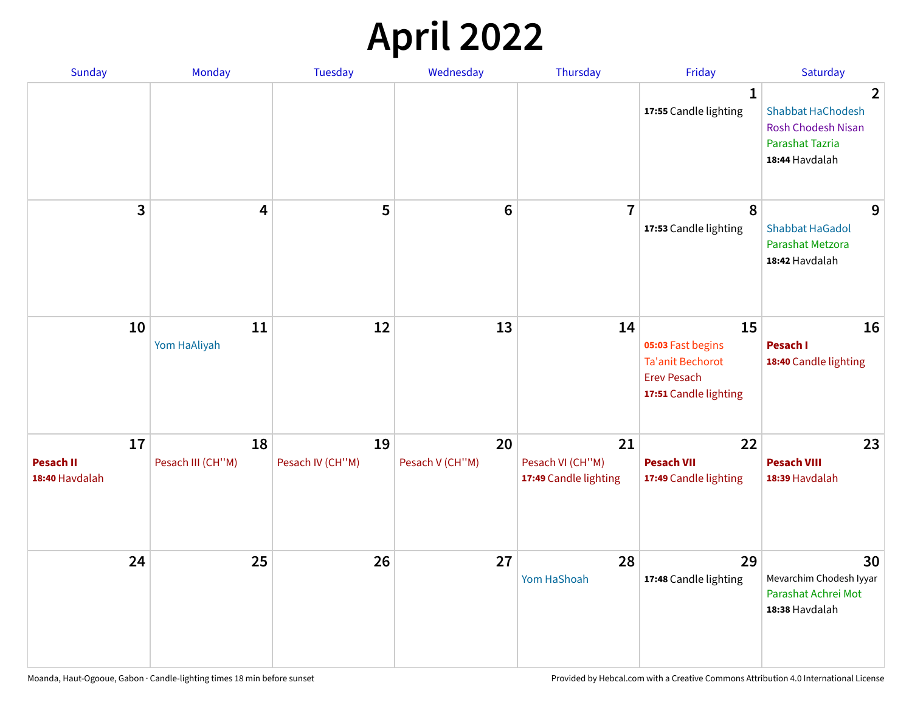# April 2022

| Sunday | Monday | Tuesday | Wednesday | Thursday | Friday | Saturday |
|---|---|---|---|---|---|---|
| | | | | | 1<br>**17:55** Candle lighting | 2<br>Shabbat HaChodesh<br>Rosh Chodesh Nisan<br>Parashat Tazria<br>**18:44** Havdalah |
| 3 | 4 | 5 | 6 | 7 | 8<br>**17:53** Candle lighting | 9<br>Shabbat HaGadol<br>Parashat Metzora<br>**18:42** Havdalah |
| 10 | 11<br>Yom HaAliyah | 12 | 13 | 14 | 15<br>**05:03** Fast begins<br>Ta'anit Bechorot<br>Erev Pesach<br>**17:51** Candle lighting | 16<br>**Pesach I**<br>**18:40** Candle lighting |
| 17<br>**Pesach II**<br>**18:40** Havdalah | 18<br>Pesach III (CH''M) | 19<br>Pesach IV (CH''M) | 20<br>Pesach V (CH''M) | 21<br>Pesach VI (CH''M)<br>**17:49** Candle lighting | 22<br>**Pesach VII**<br>**17:49** Candle lighting | 23<br>**Pesach VIII**<br>**18:39** Havdalah |
| 24 | 25 | 26 | 27 | 28<br>Yom HaShoah | 29<br>**17:48** Candle lighting | 30<br>Mevarchim Chodesh Iyyar<br>Parashat Achrei Mot<br>**18:38** Havdalah |

Moanda, Haut-Ogooue, Gabon · Candle-lighting times 18 min before sunset

Provided by Hebcal.com with a Creative Commons Attribution 4.0 International License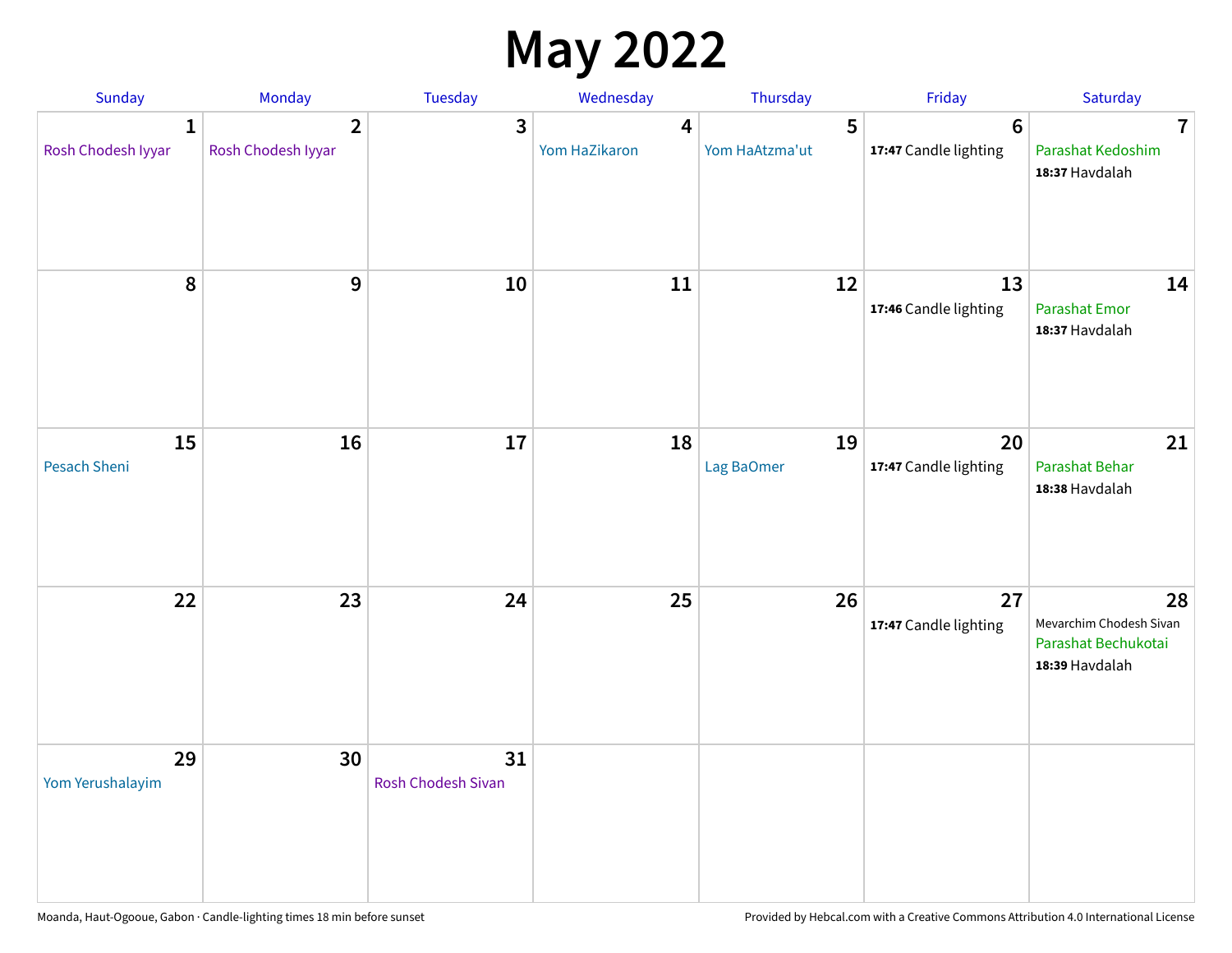# May 2022

| Sunday | Monday | Tuesday | Wednesday | Thursday | Friday | Saturday |
| --- | --- | --- | --- | --- | --- | --- |
| 1<br>Rosh Chodesh Iyyar | 2<br>Rosh Chodesh Iyyar | 3 | 4<br>Yom HaZikaron | 5<br>Yom HaAtzma'ut | 6<br>**17:47** Candle lighting | 7<br>Parashat Kedoshim<br>**18:37** Havdalah |
| 8 | 9 | 10 | 11 | 12 | 13<br>**17:46** Candle lighting | 14<br>Parashat Emor<br>**18:37** Havdalah |
| 15<br>Pesach Sheni | 16 | 17 | 18 | 19<br>Lag BaOmer | 20<br>**17:47** Candle lighting | 21<br>Parashat Behar<br>**18:38** Havdalah |
| 22 | 23 | 24 | 25 | 26 | 27<br>**17:47** Candle lighting | 28<br>Mevarchim Chodesh Sivan<br>Parashat Bechukotai<br>**18:39** Havdalah |
| 29<br>Yom Yerushalayim | 30 | 31<br>Rosh Chodesh Sivan | | | | |

Moanda, Haut-Ogooue, Gabon · Candle-lighting times 18 min before sunset

Provided by Hebcal.com with a Creative Commons Attribution 4.0 International License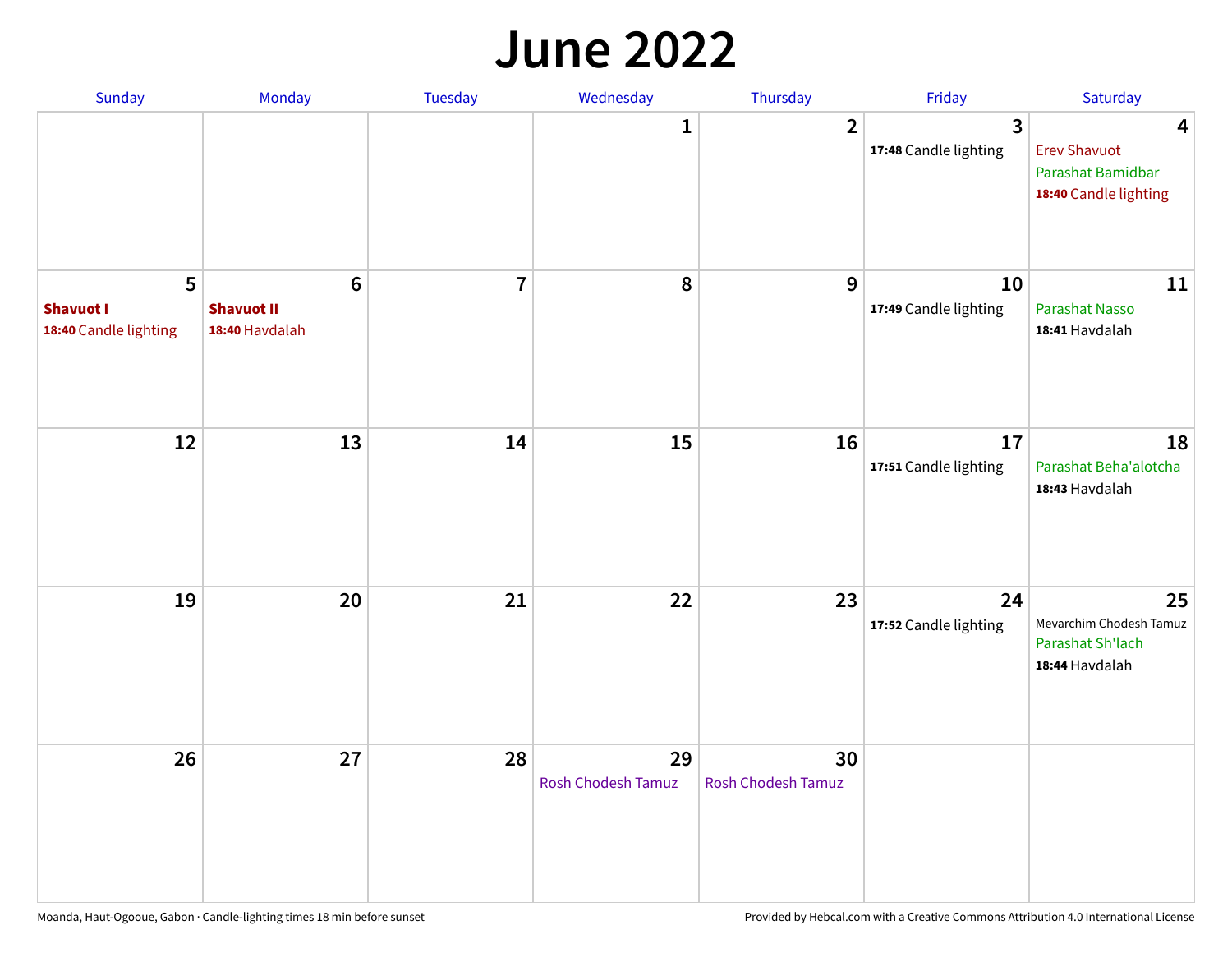# June 2022

| Sunday | Monday | Tuesday | Wednesday | Thursday | Friday | Saturday |
| --- | --- | --- | --- | --- | --- | --- |
| | | | 1 | 2 | 3<br>**17:48** Candle lighting | 4<br>Erev Shavuot<br>Parashat Bamidbar<br>**18:40** Candle lighting |
| 5<br>**Shavuot I**<br>**18:40** Candle lighting | 6<br>**Shavuot II**<br>**18:40** Havdalah | 7 | 8 | 9 | 10<br>**17:49** Candle lighting | 11<br>Parashat Nasso<br>**18:41** Havdalah |
| 12 | 13 | 14 | 15 | 16 | 17<br>**17:51** Candle lighting | 18<br>Parashat Beha'alotcha<br>**18:43** Havdalah |
| 19 | 20 | 21 | 22 | 23 | 24<br>**17:52** Candle lighting | 25<br>Mevarchim Chodesh Tamuz<br>Parashat Sh'lach<br>**18:44** Havdalah |
| 26 | 27 | 28 | 29<br>Rosh Chodesh Tamuz | 30<br>Rosh Chodesh Tamuz | | |

Moanda, Haut-Ogooue, Gabon · Candle-lighting times 18 min before sunset

Provided by Hebcal.com with a Creative Commons Attribution 4.0 International License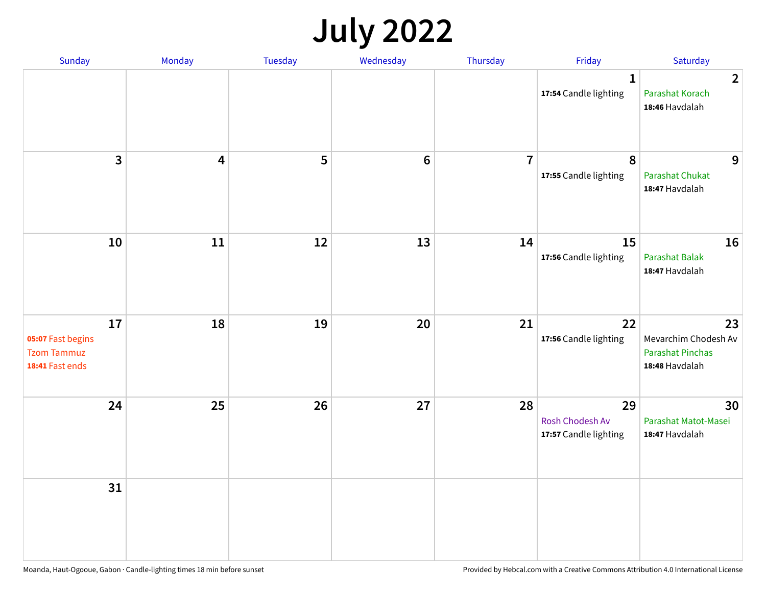# July 2022

| Sunday | Monday | Tuesday | Wednesday | Thursday | Friday | Saturday |
|---|---|---|---|---|---|---|
| | | | | | 1<br>**17:54** Candle lighting | 2<br>Parashat Korach<br>**18:46** Havdalah |
| 3 | 4 | 5 | 6 | 7 | 8<br>**17:55** Candle lighting | 9<br>Parashat Chukat<br>**18:47** Havdalah |
| 10 | 11 | 12 | 13 | 14 | 15<br>**17:56** Candle lighting | 16<br>Parashat Balak<br>**18:47** Havdalah |
| 17<br>**05:07** Fast begins<br>Tzom Tammuz<br>**18:41** Fast ends | 18 | 19 | 20 | 21 | 22<br>**17:56** Candle lighting | 23<br>Mevarchim Chodesh Av<br>Parashat Pinchas<br>**18:48** Havdalah |
| 24 | 25 | 26 | 27 | 28 | 29<br>Rosh Chodesh Av<br>**17:57** Candle lighting | 30<br>Parashat Matot-Masei<br>**18:47** Havdalah |
| 31 | | | | | | |

Moanda, Haut-Ogooue, Gabon · Candle-lighting times 18 min before sunset

Provided by Hebcal.com with a Creative Commons Attribution 4.0 International License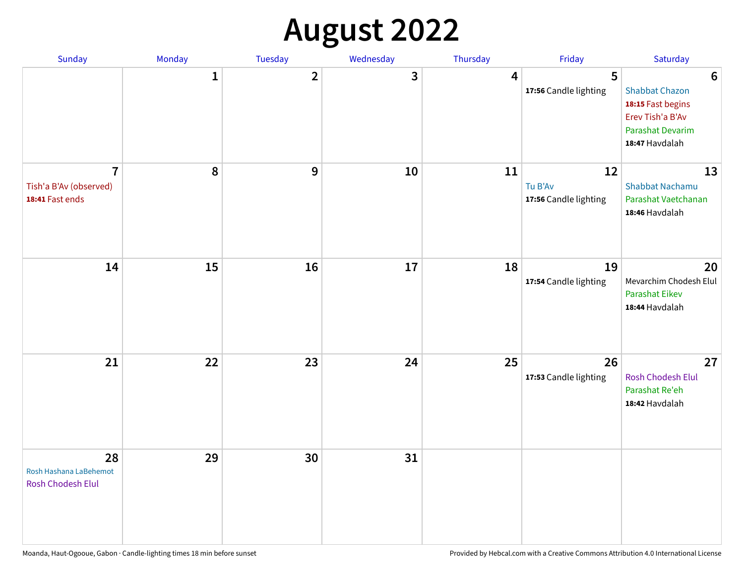# August 2022

| Sunday | Monday | Tuesday | Wednesday | Thursday | Friday | Saturday |
|---|---|---|---|---|---|---|
| | 1 | 2 | 3 | 4 | 5<br>**17:56** Candle lighting | 6<br>Shabbat Chazon<br>**18:15** Fast begins<br>Erev Tish'a B'Av<br>Parashat Devarim<br>**18:47** Havdalah |
| 7<br>Tish'a B'Av (observed)<br>**18:41** Fast ends | 8 | 9 | 10 | 11 | 12<br>Tu B'Av<br>**17:56** Candle lighting | 13<br>Shabbat Nachamu<br>Parashat Vaetchanan<br>**18:46** Havdalah |
| 14 | 15 | 16 | 17 | 18 | 19<br>**17:54** Candle lighting | 20<br>Mevarchim Chodesh Elul<br>Parashat Eikev<br>**18:44** Havdalah |
| 21 | 22 | 23 | 24 | 25 | 26<br>**17:53** Candle lighting | 27<br>Rosh Chodesh Elul<br>Parashat Re'eh<br>**18:42** Havdalah |
| 28<br>Rosh Hashana LaBehemot<br>Rosh Chodesh Elul | 29 | 30 | 31 | | | |

Moanda, Haut-Ogooue, Gabon · Candle-lighting times 18 min before sunset

Provided by Hebcal.com with a Creative Commons Attribution 4.0 International License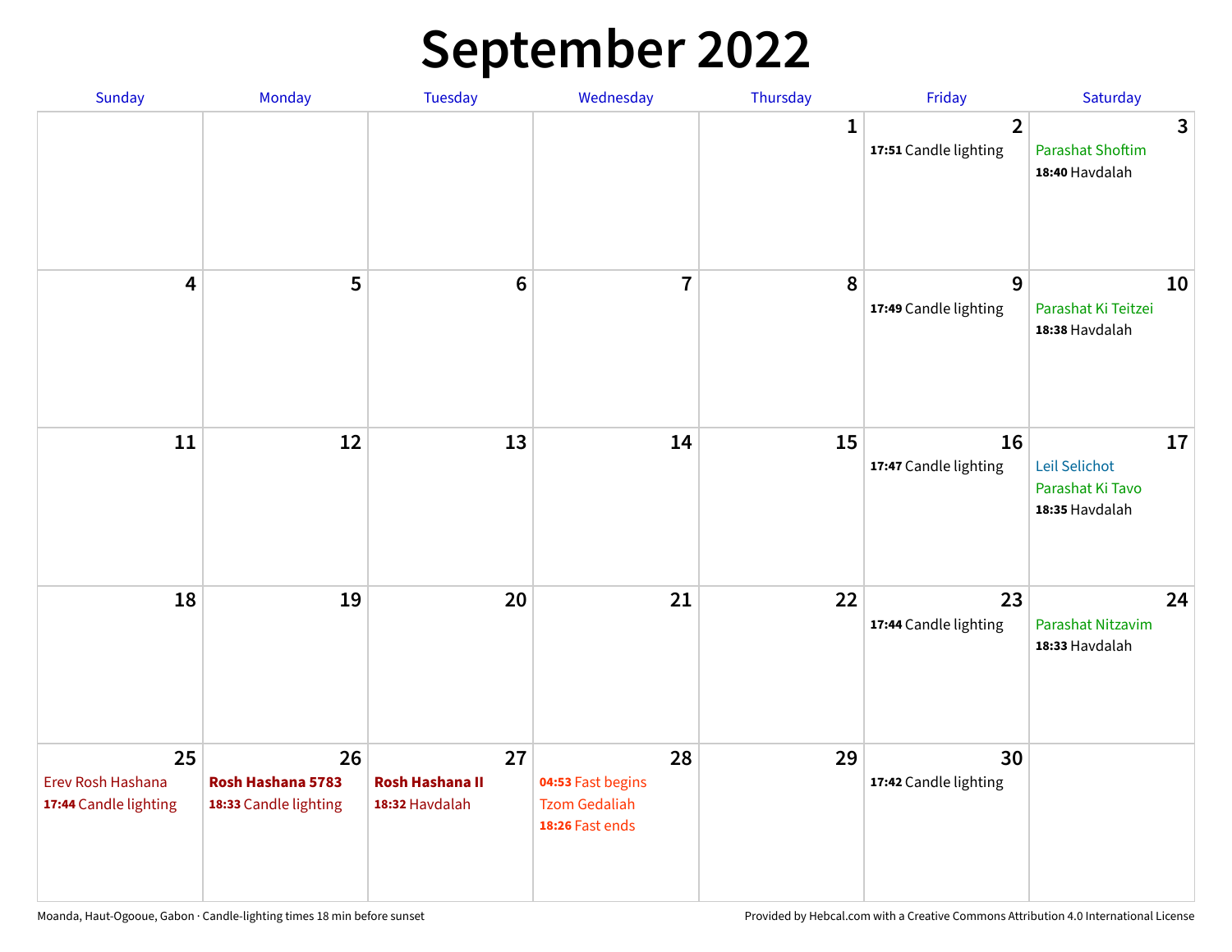# September 2022

| Sunday | Monday | Tuesday | Wednesday | Thursday | Friday | Saturday |
|---|---|---|---|---|---|---|
| | | | | 1 | 2<br>**17:51** Candle lighting | 3<br>Parashat Shoftim<br>**18:40** Havdalah |
| 4 | 5 | 6 | 7 | 8 | 9<br>**17:49** Candle lighting | 10<br>Parashat Ki Teitzei<br>**18:38** Havdalah |
| 11 | 12 | 13 | 14 | 15 | 16<br>**17:47** Candle lighting | 17<br>Leil Selichot<br>Parashat Ki Tavo<br>**18:35** Havdalah |
| 18 | 19 | 20 | 21 | 22 | 23<br>**17:44** Candle lighting | 24<br>Parashat Nitzavim<br>**18:33** Havdalah |
| 25<br>Erev Rosh Hashana<br>**17:44** Candle lighting | 26<br>**Rosh Hashana 5783**<br>**18:33** Candle lighting | 27<br>**Rosh Hashana II**<br>**18:32** Havdalah | 28<br>**04:53** Fast begins<br>Tzom Gedaliah<br>**18:26** Fast ends | 29 | 30<br>**17:42** Candle lighting | |

Moanda, Haut-Ogooue, Gabon · Candle-lighting times 18 min before sunset

Provided by Hebcal.com with a Creative Commons Attribution 4.0 International License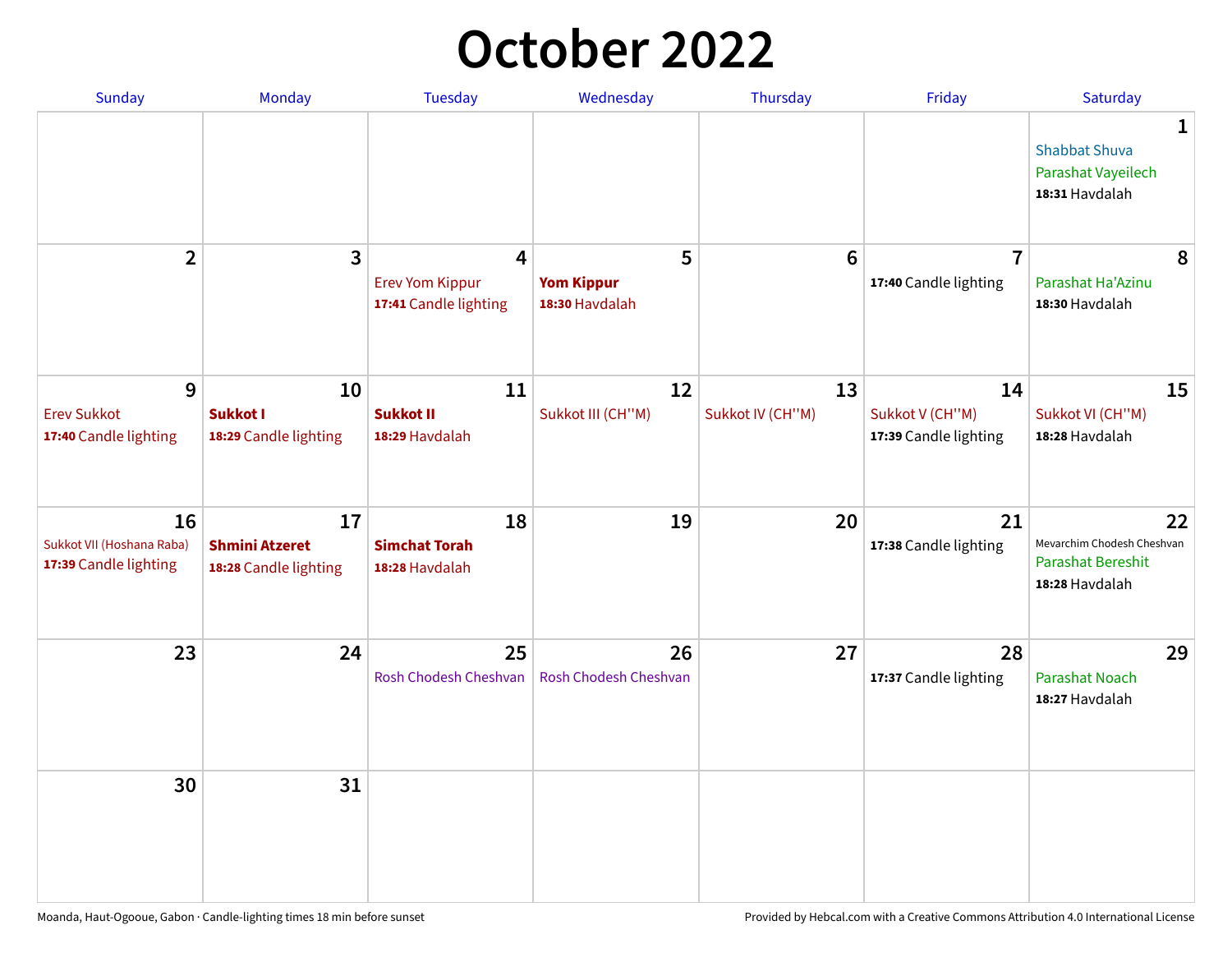# October 2022

| Sunday | Monday | Tuesday | Wednesday | Thursday | Friday | Saturday |
|---|---|---|---|---|---|---|
| | | | | | | **1** Shabbat Shuva<br>Parashat Vayeilech<br>**18:31** Havdalah |
| **2** | **3** | **4** Erev Yom Kippur<br>**17:41** Candle lighting | **5** **Yom Kippur**<br>**18:30** Havdalah | **6** | **7** **17:40** Candle lighting | **8** Parashat Ha'Azinu<br>**18:30** Havdalah |
| **9** Erev Sukkot<br>**17:40** Candle lighting | **10** **Sukkot I**<br>**18:29** Candle lighting | **11** **Sukkot II**<br>**18:29** Havdalah | **12** Sukkot III (CH''M) | **13** Sukkot IV (CH''M) | **14** Sukkot V (CH''M)<br>**17:39** Candle lighting | **15** Sukkot VI (CH''M)<br>**18:28** Havdalah |
| **16** Sukkot VII (Hoshana Raba)<br>**17:39** Candle lighting | **17** **Shmini Atzeret**<br>**18:28** Candle lighting | **18** **Simchat Torah**<br>**18:28** Havdalah | **19** | **20** | **21** **17:38** Candle lighting | **22** Mevarchim Chodesh Cheshvan<br>Parashat Bereshit<br>**18:28** Havdalah |
| **23** | **24** | **25** Rosh Chodesh Cheshvan | **26** Rosh Chodesh Cheshvan | **27** | **28** **17:37** Candle lighting | **29** Parashat Noach<br>**18:27** Havdalah |
| **30** | **31** | | | | | |

Moanda, Haut-Ogooue, Gabon · Candle-lighting times 18 min before sunset

Provided by Hebcal.com with a Creative Commons Attribution 4.0 International License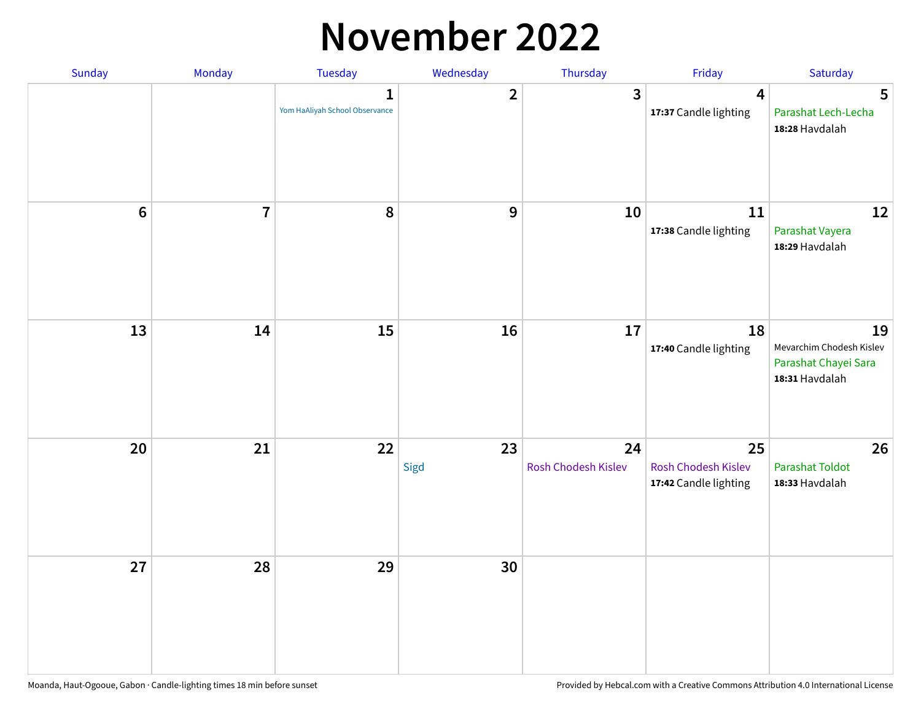# November 2022

| Sunday | Monday | Tuesday | Wednesday | Thursday | Friday | Saturday |
|---|---|---|---|---|---|---|
| | | 1<br>Yom HaAliyah School Observance | 2 | 3 | 4<br>**17:37** Candle lighting | 5<br>Parashat Lech-Lecha<br>**18:28** Havdalah |
| 6 | 7 | 8 | 9 | 10 | 11<br>**17:38** Candle lighting | 12<br>Parashat Vayera<br>**18:29** Havdalah |
| 13 | 14 | 15 | 16 | 17 | 18<br>**17:40** Candle lighting | 19<br>Mevarchim Chodesh Kislev<br>Parashat Chayei Sara<br>**18:31** Havdalah |
| 20 | 21 | 22 | 23<br>Sigd | 24<br>Rosh Chodesh Kislev | 25<br>Rosh Chodesh Kislev<br>**17:42** Candle lighting | 26<br>Parashat Toldot<br>**18:33** Havdalah |
| 27 | 28 | 29 | 30 | | | |

Moanda, Haut-Ogooue, Gabon · Candle-lighting times 18 min before sunset

Provided by Hebcal.com with a Creative Commons Attribution 4.0 International License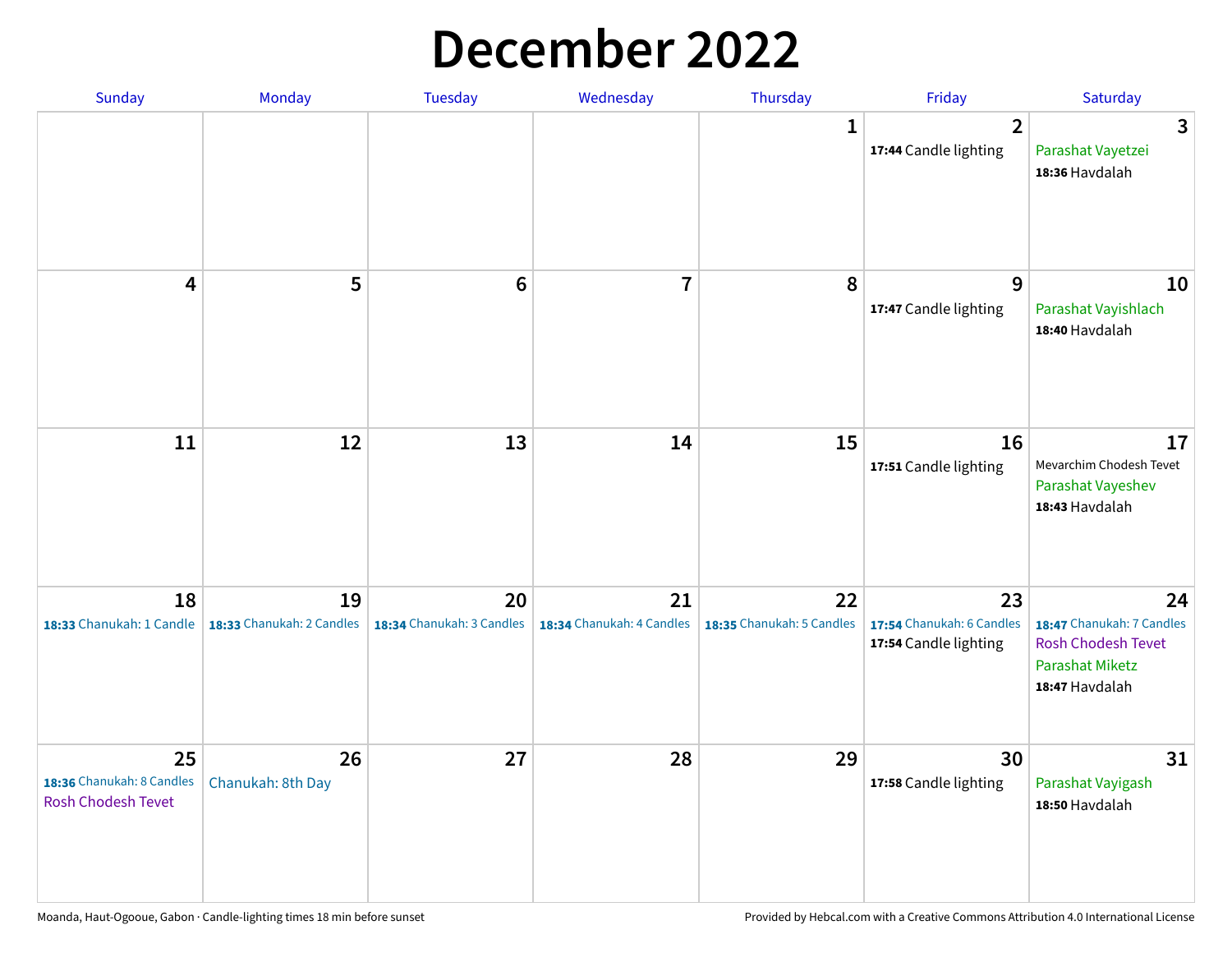# December 2022

| Sunday | Monday | Tuesday | Wednesday | Thursday | Friday | Saturday |
|---|---|---|---|---|---|---|
| | | | | 1 | 2<br>**17:44** Candle lighting | 3<br>Parashat Vayetzei<br>**18:36** Havdalah |
| 4 | 5 | 6 | 7 | 8 | 9<br>**17:47** Candle lighting | 10<br>Parashat Vayishlach<br>**18:40** Havdalah |
| 11 | 12 | 13 | 14 | 15 | 16<br>**17:51** Candle lighting | 17<br>Mevarchim Chodesh Tevet<br>Parashat Vayeshev<br>**18:43** Havdalah |
| 18<br>**18:33** Chanukah: 1 Candle | 19<br>**18:33** Chanukah: 2 Candles | 20<br>**18:34** Chanukah: 3 Candles | 21<br>**18:34** Chanukah: 4 Candles | 22<br>**18:35** Chanukah: 5 Candles | 23<br>**17:54** Chanukah: 6 Candles<br>**17:54** Candle lighting | 24<br>**18:47** Chanukah: 7 Candles<br>Rosh Chodesh Tevet<br>Parashat Miketz<br>**18:47** Havdalah |
| 25<br>**18:36** Chanukah: 8 Candles<br>Rosh Chodesh Tevet | 26<br>Chanukah: 8th Day | 27 | 28 | 29 | 30<br>**17:58** Candle lighting | 31<br>Parashat Vayigash<br>**18:50** Havdalah |

Moanda, Haut-Ogooue, Gabon · Candle-lighting times 18 min before sunset

Provided by Hebcal.com with a Creative Commons Attribution 4.0 International License